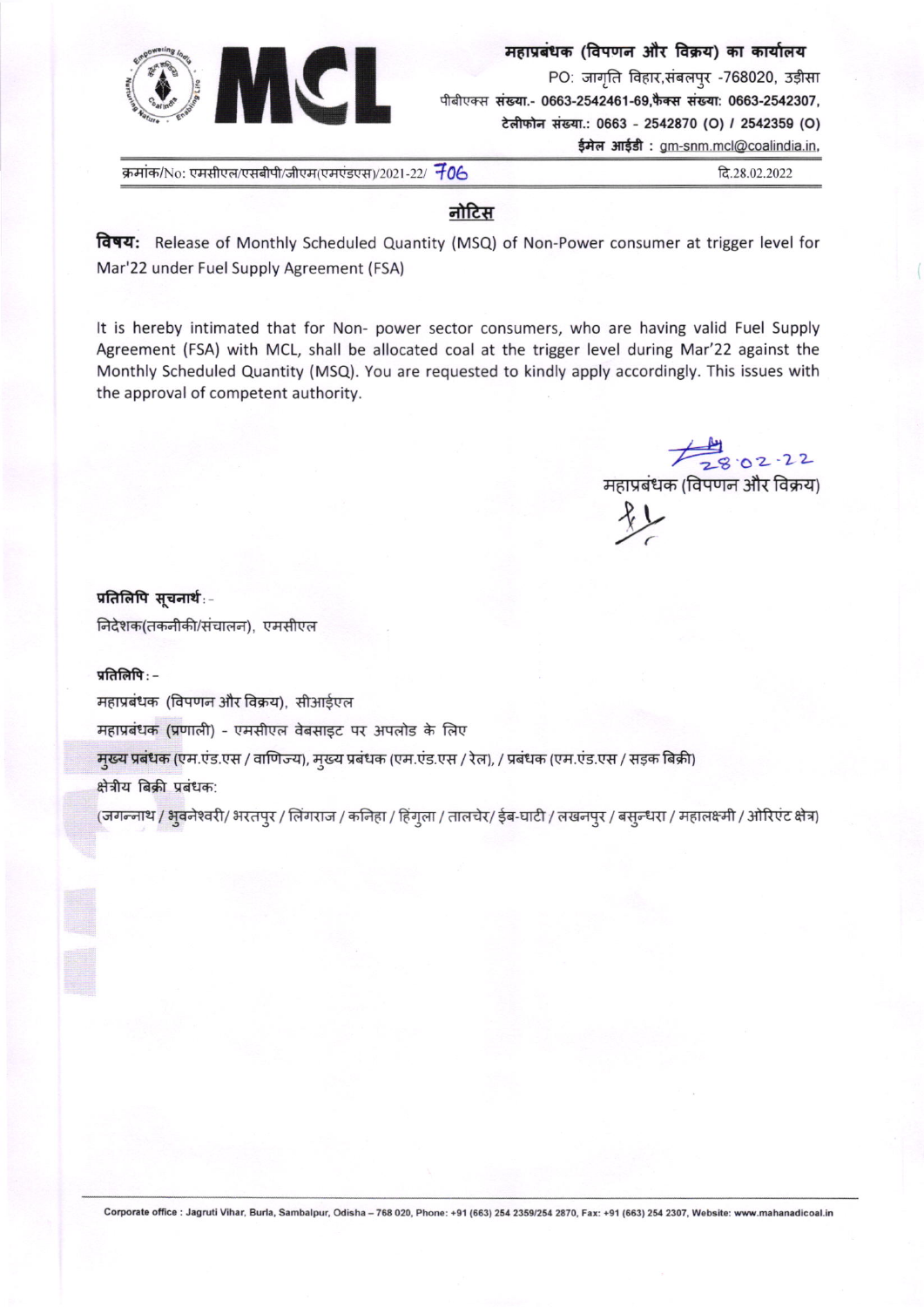**MCL**

**महाप्रबंधक (विपणन और विक्रय) का कार्यालय**

PO: जागृति विहार,संबलपुर -768020, उड़ीसा

पीबीएक्स **संख्या.- 0663-2542461-69,फैक्स संख्या: 0663-2542307,**

**टेलीफोन संख्या.: 0663 - 2542870 (O) / 2542359 (O)**

**ईमेल आईडी :** gm-snm.mcl@coalindia.in,

क्रमांक/No: एमसीएल/एसबीपी/जीएम(एमएंडएस)/2021-22/ 706

दि.28.02.2022

## नोटिस

**विषय:** Release of Monthly Scheduled Quantity (MSQ) of Non-Power consumer at trigger level for Mar'22 under Fuel Supply Agreement (FSA)

It is hereby intimated that for Non- power sector consumers, who are having valid Fuel Supply Agreement (FSA) with MCL, shall be allocated coal at the trigger level during Mar'22 against the Monthly Scheduled Quantity (MSQ). You are requested to kindly apply accordingly. This issues with the approval of competent authority.

28.02.22

महाप्रबंधक (विपणन और विक्रय)

**प्रतिलिपि सूचनार्थ**:-

निदेशक(तकनीकी/संचालन), एमसीएल

**प्रतिलिपि**:-

महाप्रबंधक (विपणन और विक्रय), सीआईएल

महाप्रबंधक (प्रणाली) - एमसीएल वेबसाइट पर अपलोड के लिए

मुख्य प्रबंधक (एम.एंड.एस / वाणिज्य), मुख्य प्रबंधक (एम.एंड.एस / रेल), / प्रबंधक (एम.एंड.एस / सड़क बिक्री)

क्षेत्रीय बिक्री प्रबंधक:

(जगन्नाथ / भुवनेश्वरी/ भरतपुर / लिंगराज / कनिहा / हिंगुला / तालचेर/ ईब-घाटी / लखनपुर / बसुन्धरा / महालक्ष्मी / ओरिएंट क्षेत्र)

Corporate office : Jagruti Vihar, Burla, Sambalpur, Odisha – 768 020, Phone: +91 (663) 254 2359/254 2870, Fax: +91 (663) 254 2307, Website: www.mahanadicoal.in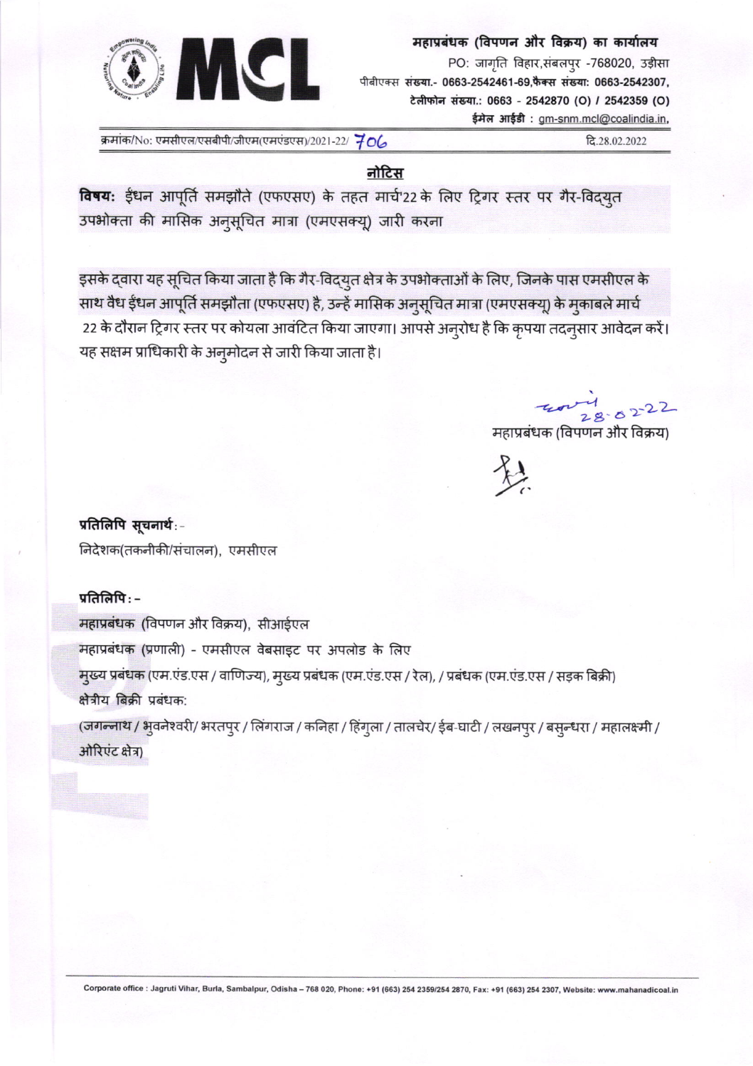**महाप्रबंधक (विपणन और विक्रय) का कार्यालय**

PO: जागृति विहार,संबलपुर -768020, उड़ीसा
पीबीएक्स संख्या.- 0663-2542461-69,फैक्स संख्या: 0663-2542307,
टेलीफोन संख्या.: 0663 - 2542870 (O) / 2542359 (O)
ईमेल आईडी : gm-snm.mcl@coalindia.in,

क्रमांक/No: एमसीएल/एसबीपी/जीएम(एमएंडएस)/2021-22/ 706

दि.28.02.2022

## नोटिस

**विषय:** ईंधन आपूर्ति समझौते (एफएसए) के तहत मार्च'22 के लिए ट्रिगर स्तर पर गैर-विद्युत उपभोक्ता की मासिक अनुसूचित मात्रा (एमएसक्यू) जारी करना

इसके द्वारा यह सूचित किया जाता है कि गैर-विद्युत क्षेत्र के उपभोक्ताओं के लिए, जिनके पास एमसीएल के साथ वैध ईंधन आपूर्ति समझौता (एफएसए) है, उन्हें मासिक अनुसूचित मात्रा (एमएसक्यू) के मुकाबले मार्च 22 के दौरान ट्रिगर स्तर पर कोयला आवंटित किया जाएगा। आपसे अनुरोध है कि कृपया तदनुसार आवेदन करें। यह सक्षम प्राधिकारी के अनुमोदन से जारी किया जाता है।

28.02.22

महाप्रबंधक (विपणन और विक्रय)

**प्रतिलिपि सूचनार्थ**:-

निदेशक(तकनीकी/संचालन), एमसीएल

**प्रतिलिपि**:-

महाप्रबंधक (विपणन और विक्रय), सीआईएल

महाप्रबंधक (प्रणाली) - एमसीएल वेबसाइट पर अपलोड के लिए

मुख्य प्रबंधक (एम.एंड.एस / वाणिज्य), मुख्य प्रबंधक (एम.एंड.एस / रेल), / प्रबंधक (एम.एंड.एस / सड़क बिक्री)

क्षेत्रीय बिक्री प्रबंधक:

(जगन्नाथ / भुवनेश्वरी/ भरतपुर / लिंगराज / कनिहा / हिंगुला / तालचेर/ ईब-घाटी / लखनपुर / बसुन्धरा / महालक्ष्मी / ओरिएंट क्षेत्र)

Corporate office : Jagruti Vihar, Burla, Sambalpur, Odisha – 768 020, Phone: +91 (663) 254 2359/254 2870, Fax: +91 (663) 254 2307, Website: www.mahanadicoal.in